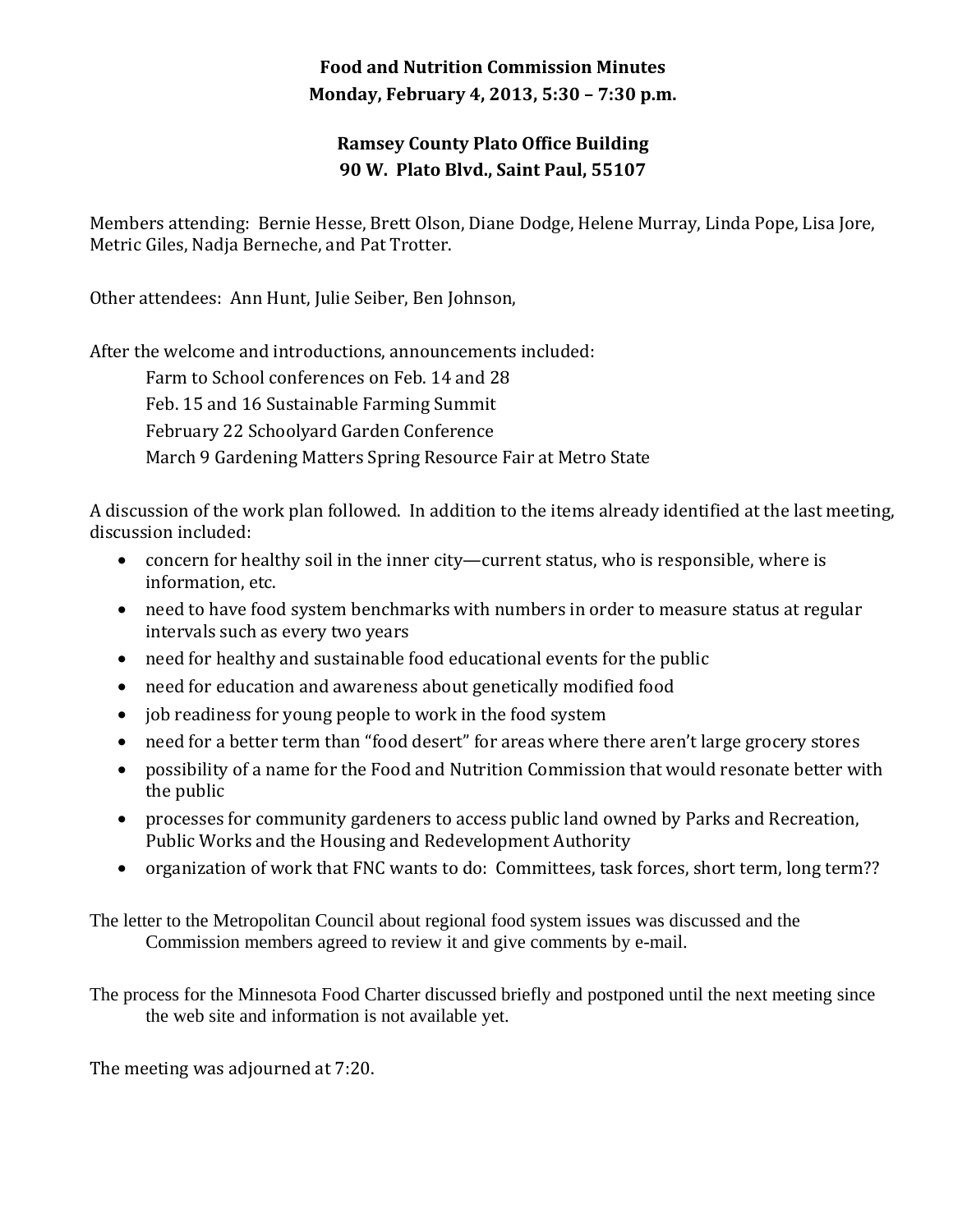**Food and Nutrition Commission Minutes**
**Monday, February 4, 2013, 5:30 – 7:30 p.m.**

**Ramsey County Plato Office Building**
**90 W. Plato Blvd., Saint Paul, 55107**

Members attending: Bernie Hesse, Brett Olson, Diane Dodge, Helene Murray, Linda Pope, Lisa Jore, Metric Giles, Nadja Berneche, and Pat Trotter.

Other attendees: Ann Hunt, Julie Seiber, Ben Johnson,

After the welcome and introductions, announcements included:

Farm to School conferences on Feb. 14 and 28

Feb. 15 and 16 Sustainable Farming Summit

February 22 Schoolyard Garden Conference

March 9 Gardening Matters Spring Resource Fair at Metro State

A discussion of the work plan followed. In addition to the items already identified at the last meeting, discussion included:

- concern for healthy soil in the inner city—current status, who is responsible, where is information, etc.
- need to have food system benchmarks with numbers in order to measure status at regular intervals such as every two years
- need for healthy and sustainable food educational events for the public
- need for education and awareness about genetically modified food
- job readiness for young people to work in the food system
- need for a better term than "food desert" for areas where there aren't large grocery stores
- possibility of a name for the Food and Nutrition Commission that would resonate better with the public
- processes for community gardeners to access public land owned by Parks and Recreation, Public Works and the Housing and Redevelopment Authority
- organization of work that FNC wants to do: Committees, task forces, short term, long term??

The letter to the Metropolitan Council about regional food system issues was discussed and the Commission members agreed to review it and give comments by e-mail.

The process for the Minnesota Food Charter discussed briefly and postponed until the next meeting since the web site and information is not available yet.

The meeting was adjourned at 7:20.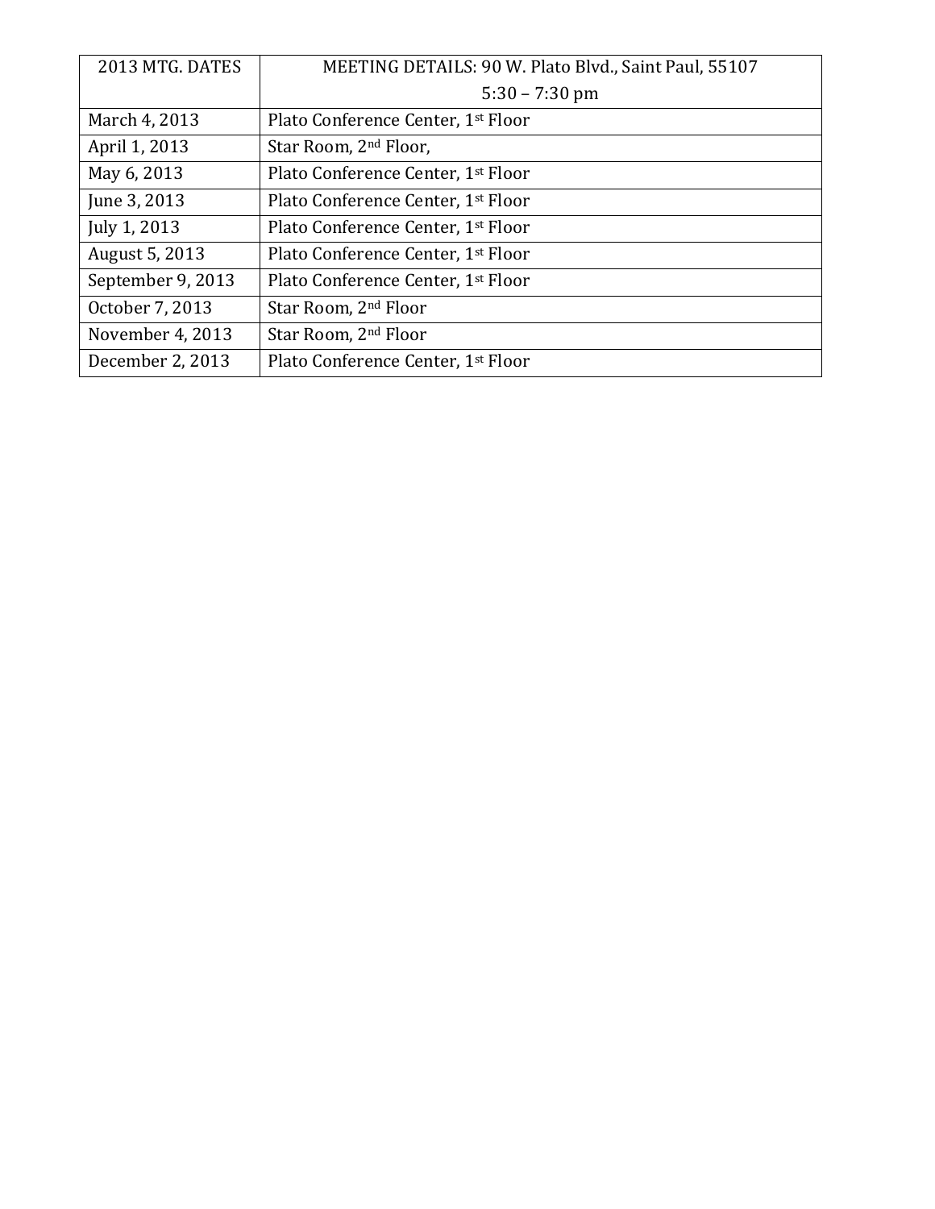| 2013 MTG. DATES | MEETING DETAILS: 90 W. Plato Blvd., Saint Paul, 55107 5:30 – 7:30 pm |
|---|---|
| March 4, 2013 | Plato Conference Center, 1st Floor |
| April 1, 2013 | Star Room, 2nd Floor, |
| May 6, 2013 | Plato Conference Center, 1st Floor |
| June 3, 2013 | Plato Conference Center, 1st Floor |
| July 1, 2013 | Plato Conference Center, 1st Floor |
| August 5, 2013 | Plato Conference Center, 1st Floor |
| September 9, 2013 | Plato Conference Center, 1st Floor |
| October 7, 2013 | Star Room, 2nd Floor |
| November 4, 2013 | Star Room, 2nd Floor |
| December 2, 2013 | Plato Conference Center, 1st Floor |